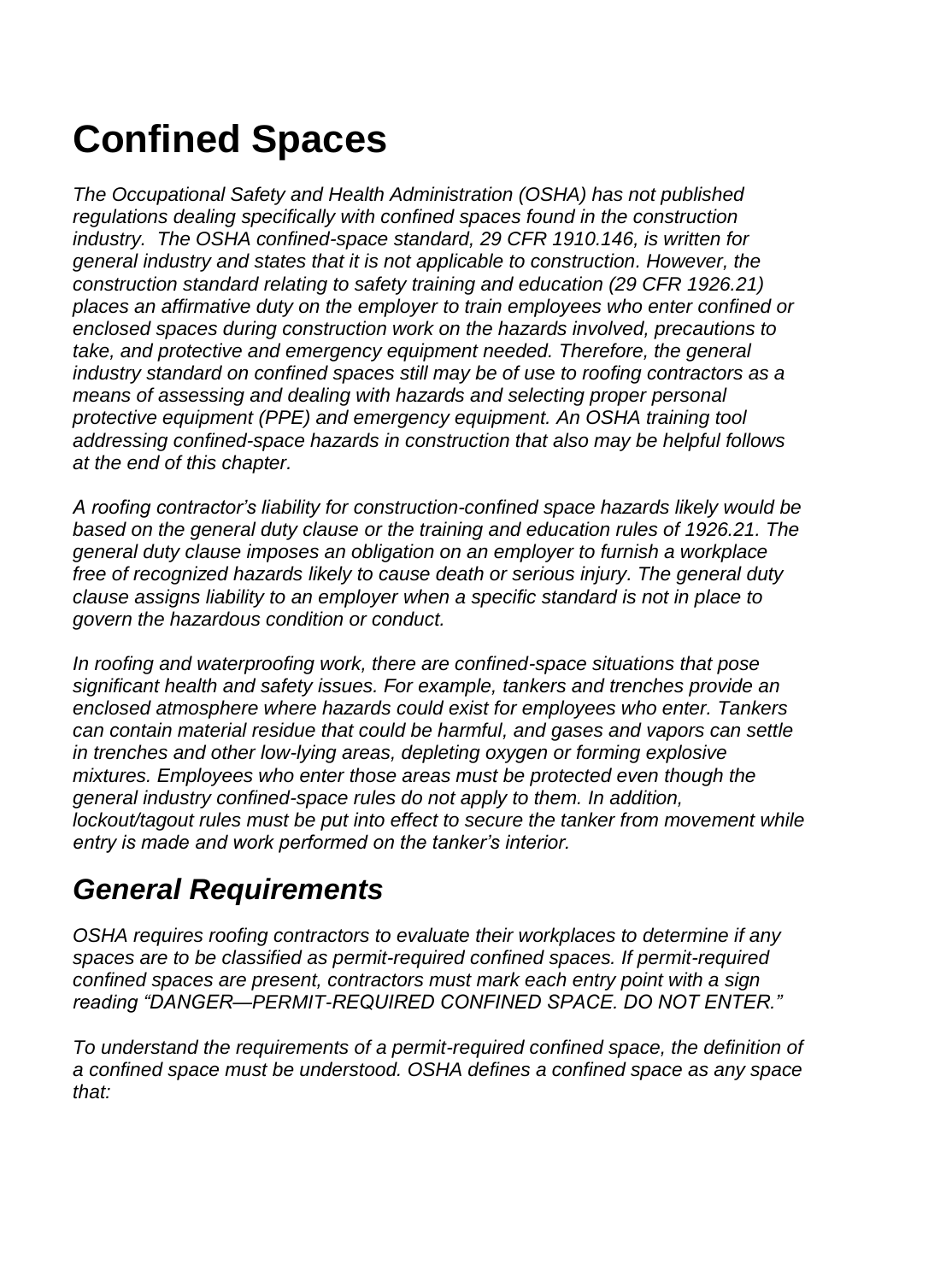# Confined Spaces

*The Occupational Safety and Health Administration (OSHA) has not published regulations dealing specifically with confined spaces found in the construction industry. The OSHA confined-space standard, 29 CFR 1910.146, is written for general industry and states that it is not applicable to construction. However, the construction standard relating to safety training and education (29 CFR 1926.21) places an affirmative duty on the employer to train employees who enter confined or enclosed spaces during construction work on the hazards involved, precautions to take, and protective and emergency equipment needed. Therefore, the general industry standard on confined spaces still may be of use to roofing contractors as a means of assessing and dealing with hazards and selecting proper personal protective equipment (PPE) and emergency equipment. An OSHA training tool addressing confined-space hazards in construction that also may be helpful follows at the end of this chapter.*

*A roofing contractor's liability for construction-confined space hazards likely would be based on the general duty clause or the training and education rules of 1926.21. The general duty clause imposes an obligation on an employer to furnish a workplace free of recognized hazards likely to cause death or serious injury. The general duty clause assigns liability to an employer when a specific standard is not in place to govern the hazardous condition or conduct.*

*In roofing and waterproofing work, there are confined-space situations that pose significant health and safety issues. For example, tankers and trenches provide an enclosed atmosphere where hazards could exist for employees who enter. Tankers can contain material residue that could be harmful, and gases and vapors can settle in trenches and other low-lying areas, depleting oxygen or forming explosive mixtures. Employees who enter those areas must be protected even though the general industry confined-space rules do not apply to them. In addition, lockout/tagout rules must be put into effect to secure the tanker from movement while entry is made and work performed on the tanker's interior.*

## *General Requirements*

*OSHA requires roofing contractors to evaluate their workplaces to determine if any spaces are to be classified as permit-required confined spaces. If permit-required confined spaces are present, contractors must mark each entry point with a sign reading "DANGER—PERMIT-REQUIRED CONFINED SPACE. DO NOT ENTER."*

*To understand the requirements of a permit-required confined space, the definition of a confined space must be understood. OSHA defines a confined space as any space that:*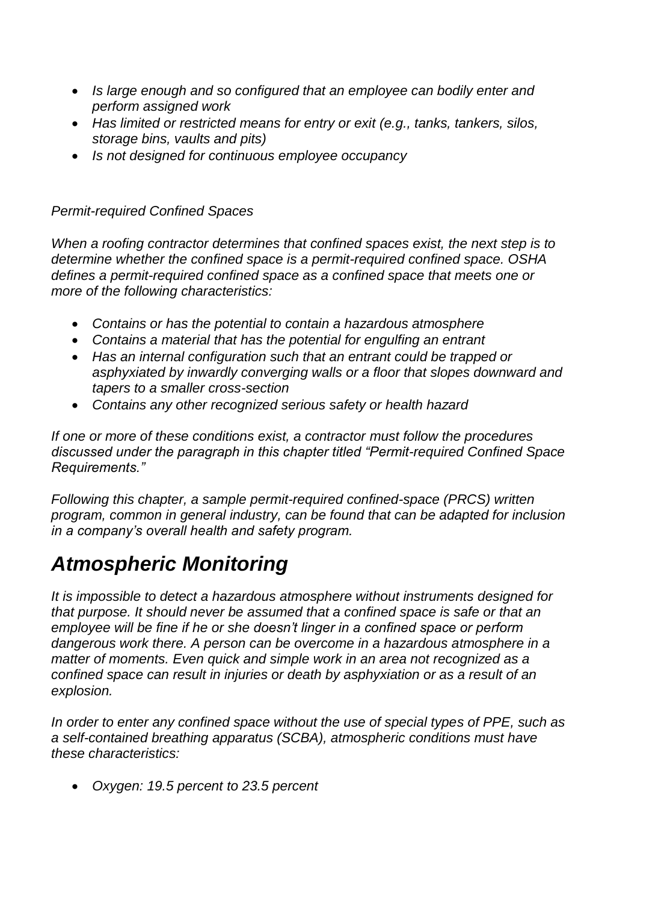- *Is large enough and so configured that an employee can bodily enter and perform assigned work*
- *Has limited or restricted means for entry or exit (e.g., tanks, tankers, silos, storage bins, vaults and pits)*
- *Is not designed for continuous employee occupancy*

*Permit-required Confined Spaces*

*When a roofing contractor determines that confined spaces exist, the next step is to determine whether the confined space is a permit-required confined space. OSHA defines a permit-required confined space as a confined space that meets one or more of the following characteristics:*

- *Contains or has the potential to contain a hazardous atmosphere*
- *Contains a material that has the potential for engulfing an entrant*
- *Has an internal configuration such that an entrant could be trapped or asphyxiated by inwardly converging walls or a floor that slopes downward and tapers to a smaller cross-section*
- *Contains any other recognized serious safety or health hazard*

*If one or more of these conditions exist, a contractor must follow the procedures discussed under the paragraph in this chapter titled "Permit-required Confined Space Requirements."*

*Following this chapter, a sample permit-required confined-space (PRCS) written program, common in general industry, can be found that can be adapted for inclusion in a company's overall health and safety program.*

## *Atmospheric Monitoring*

*It is impossible to detect a hazardous atmosphere without instruments designed for that purpose. It should never be assumed that a confined space is safe or that an employee will be fine if he or she doesn't linger in a confined space or perform dangerous work there. A person can be overcome in a hazardous atmosphere in a matter of moments. Even quick and simple work in an area not recognized as a confined space can result in injuries or death by asphyxiation or as a result of an explosion.*

*In order to enter any confined space without the use of special types of PPE, such as a self-contained breathing apparatus (SCBA), atmospheric conditions must have these characteristics:*

- *Oxygen: 19.5 percent to 23.5 percent*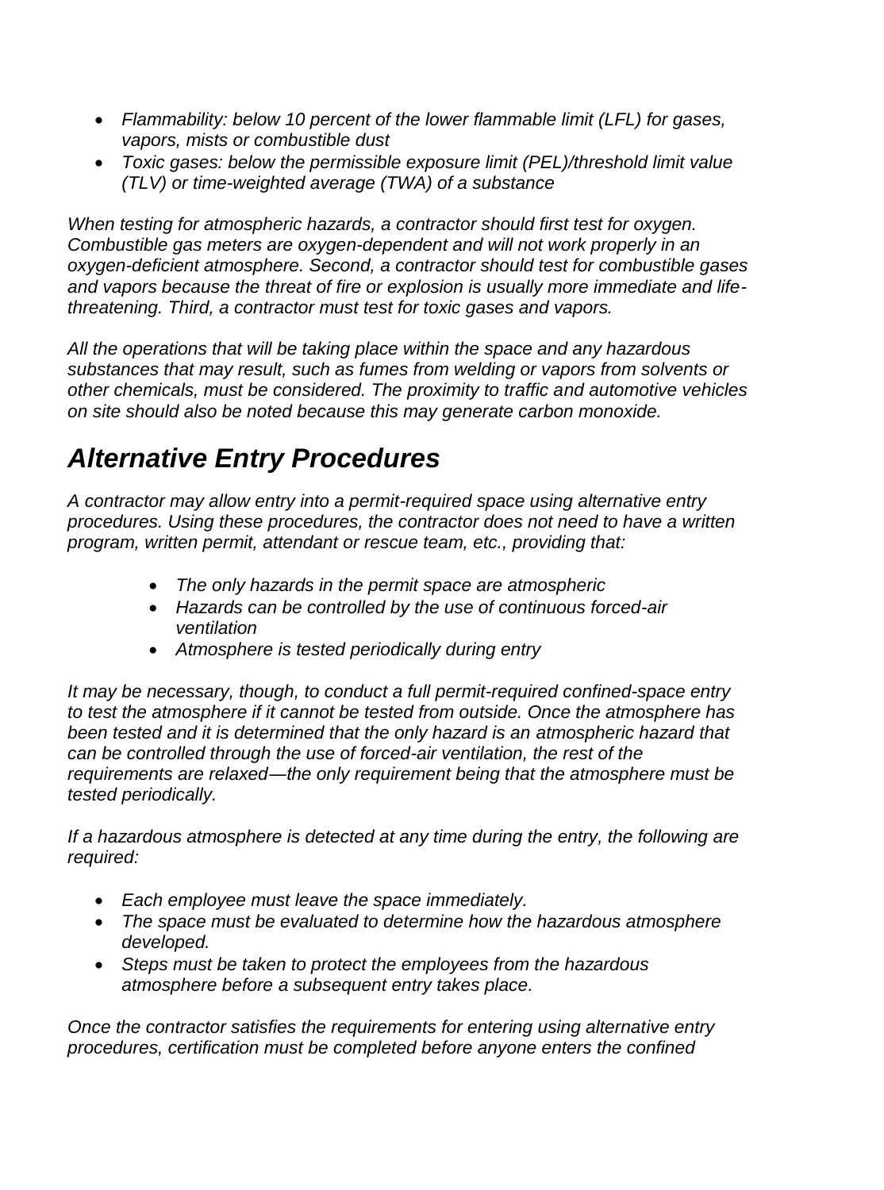- *Flammability: below 10 percent of the lower flammable limit (LFL) for gases, vapors, mists or combustible dust*
- *Toxic gases: below the permissible exposure limit (PEL)/threshold limit value (TLV) or time-weighted average (TWA) of a substance*

*When testing for atmospheric hazards, a contractor should first test for oxygen. Combustible gas meters are oxygen-dependent and will not work properly in an oxygen-deficient atmosphere. Second, a contractor should test for combustible gases and vapors because the threat of fire or explosion is usually more immediate and life-threatening. Third, a contractor must test for toxic gases and vapors.*

*All the operations that will be taking place within the space and any hazardous substances that may result, such as fumes from welding or vapors from solvents or other chemicals, must be considered. The proximity to traffic and automotive vehicles on site should also be noted because this may generate carbon monoxide.*

## *Alternative Entry Procedures*

*A contractor may allow entry into a permit-required space using alternative entry procedures. Using these procedures, the contractor does not need to have a written program, written permit, attendant or rescue team, etc., providing that:*

- *The only hazards in the permit space are atmospheric*
- *Hazards can be controlled by the use of continuous forced-air ventilation*
- *Atmosphere is tested periodically during entry*

*It may be necessary, though, to conduct a full permit-required confined-space entry to test the atmosphere if it cannot be tested from outside. Once the atmosphere has been tested and it is determined that the only hazard is an atmospheric hazard that can be controlled through the use of forced-air ventilation, the rest of the requirements are relaxed—the only requirement being that the atmosphere must be tested periodically.*

*If a hazardous atmosphere is detected at any time during the entry, the following are required:*

- *Each employee must leave the space immediately.*
- *The space must be evaluated to determine how the hazardous atmosphere developed.*
- *Steps must be taken to protect the employees from the hazardous atmosphere before a subsequent entry takes place.*

*Once the contractor satisfies the requirements for entering using alternative entry procedures, certification must be completed before anyone enters the confined*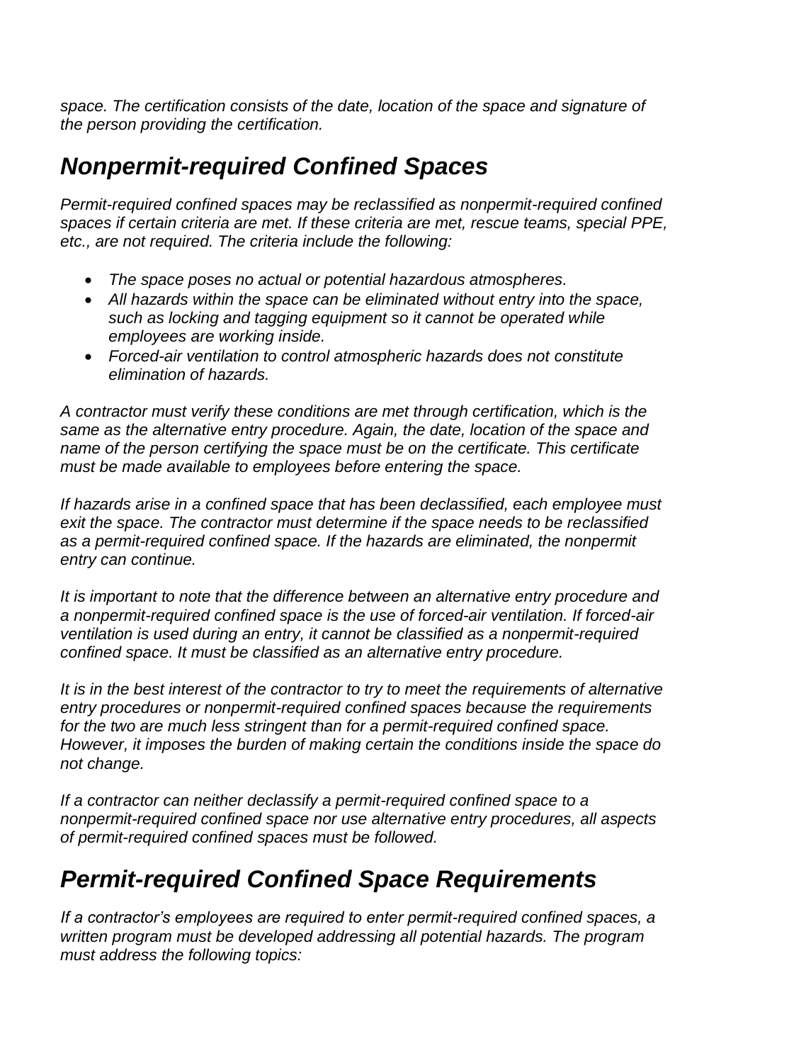*space. The certification consists of the date, location of the space and signature of the person providing the certification.*

## *Nonpermit-required Confined Spaces*

*Permit-required confined spaces may be reclassified as nonpermit-required confined spaces if certain criteria are met. If these criteria are met, rescue teams, special PPE, etc., are not required. The criteria include the following:*

- *The space poses no actual or potential hazardous atmospheres.*
- *All hazards within the space can be eliminated without entry into the space, such as locking and tagging equipment so it cannot be operated while employees are working inside.*
- *Forced-air ventilation to control atmospheric hazards does not constitute elimination of hazards.*

*A contractor must verify these conditions are met through certification, which is the same as the alternative entry procedure. Again, the date, location of the space and name of the person certifying the space must be on the certificate. This certificate must be made available to employees before entering the space.*

*If hazards arise in a confined space that has been declassified, each employee must exit the space. The contractor must determine if the space needs to be reclassified as a permit-required confined space. If the hazards are eliminated, the nonpermit entry can continue.*

*It is important to note that the difference between an alternative entry procedure and a nonpermit-required confined space is the use of forced-air ventilation. If forced-air ventilation is used during an entry, it cannot be classified as a nonpermit-required confined space. It must be classified as an alternative entry procedure.*

*It is in the best interest of the contractor to try to meet the requirements of alternative entry procedures or nonpermit-required confined spaces because the requirements for the two are much less stringent than for a permit-required confined space. However, it imposes the burden of making certain the conditions inside the space do not change.*

*If a contractor can neither declassify a permit-required confined space to a nonpermit-required confined space nor use alternative entry procedures, all aspects of permit-required confined spaces must be followed.*

## *Permit-required Confined Space Requirements*

*If a contractor's employees are required to enter permit-required confined spaces, a written program must be developed addressing all potential hazards. The program must address the following topics:*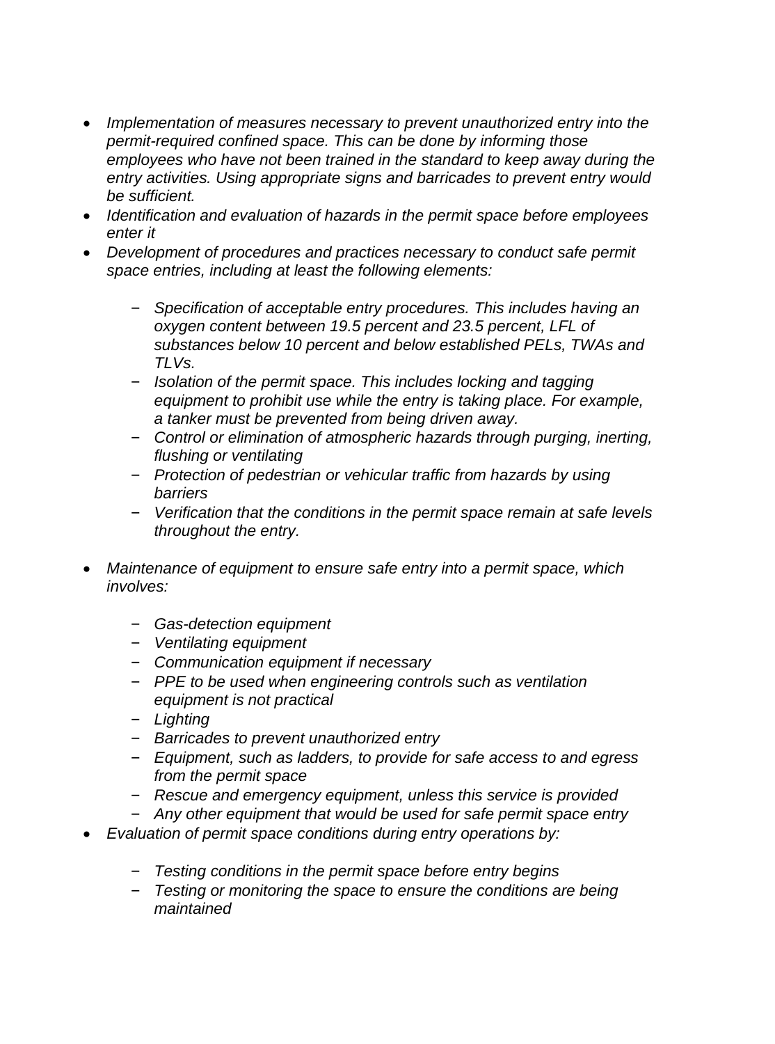- *Implementation of measures necessary to prevent unauthorized entry into the permit-required confined space. This can be done by informing those employees who have not been trained in the standard to keep away during the entry activities. Using appropriate signs and barricades to prevent entry would be sufficient.*
- *Identification and evaluation of hazards in the permit space before employees enter it*
- *Development of procedures and practices necessary to conduct safe permit space entries, including at least the following elements:*
  - *Specification of acceptable entry procedures. This includes having an oxygen content between 19.5 percent and 23.5 percent, LFL of substances below 10 percent and below established PELs, TWAs and TLVs.*
  - *Isolation of the permit space. This includes locking and tagging equipment to prohibit use while the entry is taking place. For example, a tanker must be prevented from being driven away.*
  - *Control or elimination of atmospheric hazards through purging, inerting, flushing or ventilating*
  - *Protection of pedestrian or vehicular traffic from hazards by using barriers*
  - *Verification that the conditions in the permit space remain at safe levels throughout the entry.*
- *Maintenance of equipment to ensure safe entry into a permit space, which involves:*
  - *Gas-detection equipment*
  - *Ventilating equipment*
  - *Communication equipment if necessary*
  - *PPE to be used when engineering controls such as ventilation equipment is not practical*
  - *Lighting*
  - *Barricades to prevent unauthorized entry*
  - *Equipment, such as ladders, to provide for safe access to and egress from the permit space*
  - *Rescue and emergency equipment, unless this service is provided*
  - *Any other equipment that would be used for safe permit space entry*
- *Evaluation of permit space conditions during entry operations by:*
  - *Testing conditions in the permit space before entry begins*
  - *Testing or monitoring the space to ensure the conditions are being maintained*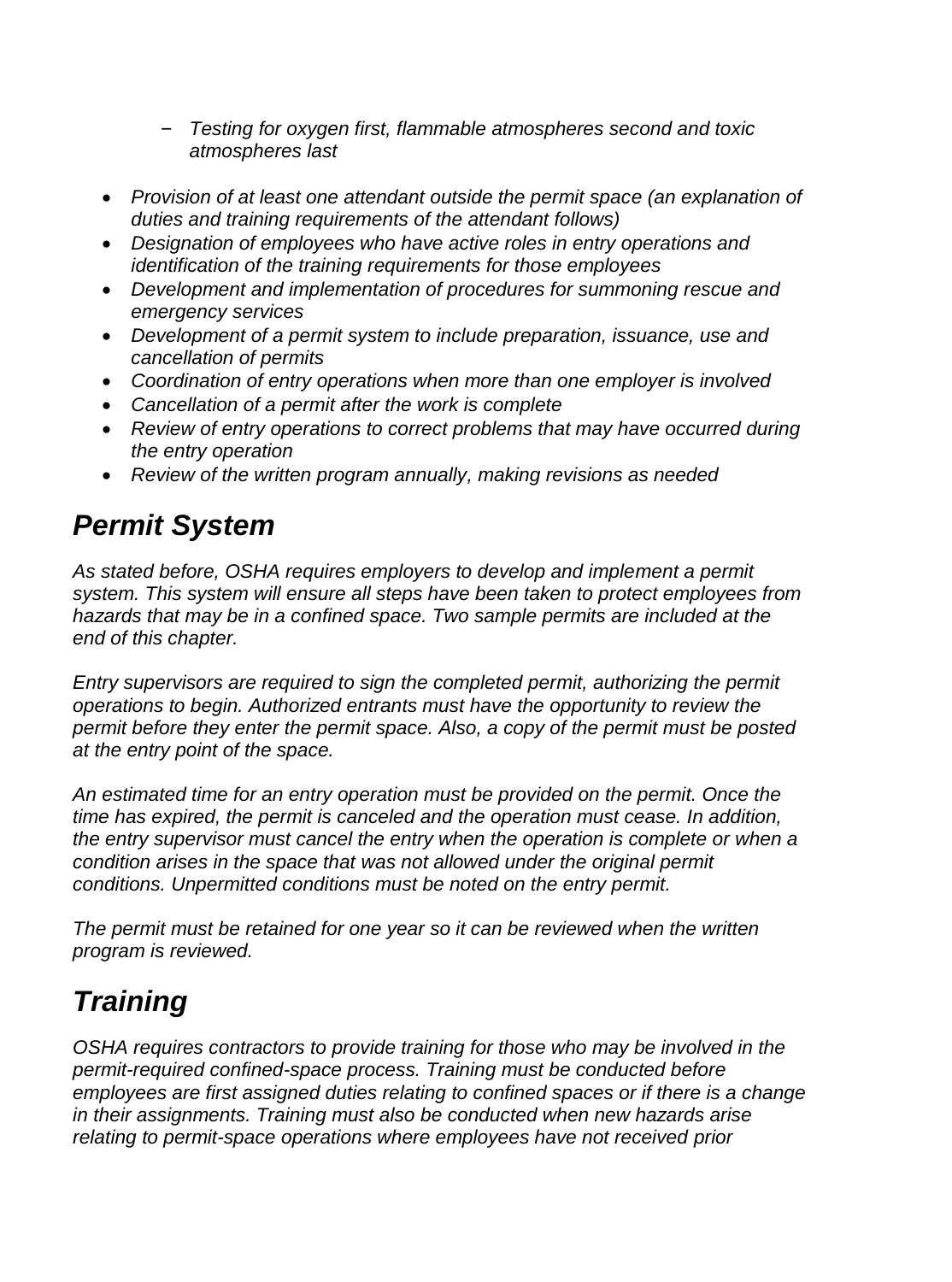- *Testing for oxygen first, flammable atmospheres second and toxic atmospheres last*

- *Provision of at least one attendant outside the permit space (an explanation of duties and training requirements of the attendant follows)*
- *Designation of employees who have active roles in entry operations and identification of the training requirements for those employees*
- *Development and implementation of procedures for summoning rescue and emergency services*
- *Development of a permit system to include preparation, issuance, use and cancellation of permits*
- *Coordination of entry operations when more than one employer is involved*
- *Cancellation of a permit after the work is complete*
- *Review of entry operations to correct problems that may have occurred during the entry operation*
- *Review of the written program annually, making revisions as needed*

## *Permit System*

*As stated before, OSHA requires employers to develop and implement a permit system. This system will ensure all steps have been taken to protect employees from hazards that may be in a confined space. Two sample permits are included at the end of this chapter.*

*Entry supervisors are required to sign the completed permit, authorizing the permit operations to begin. Authorized entrants must have the opportunity to review the permit before they enter the permit space. Also, a copy of the permit must be posted at the entry point of the space.*

*An estimated time for an entry operation must be provided on the permit. Once the time has expired, the permit is canceled and the operation must cease. In addition, the entry supervisor must cancel the entry when the operation is complete or when a condition arises in the space that was not allowed under the original permit conditions. Unpermitted conditions must be noted on the entry permit.*

*The permit must be retained for one year so it can be reviewed when the written program is reviewed.*

## *Training*

*OSHA requires contractors to provide training for those who may be involved in the permit-required confined-space process. Training must be conducted before employees are first assigned duties relating to confined spaces or if there is a change in their assignments. Training must also be conducted when new hazards arise relating to permit-space operations where employees have not received prior*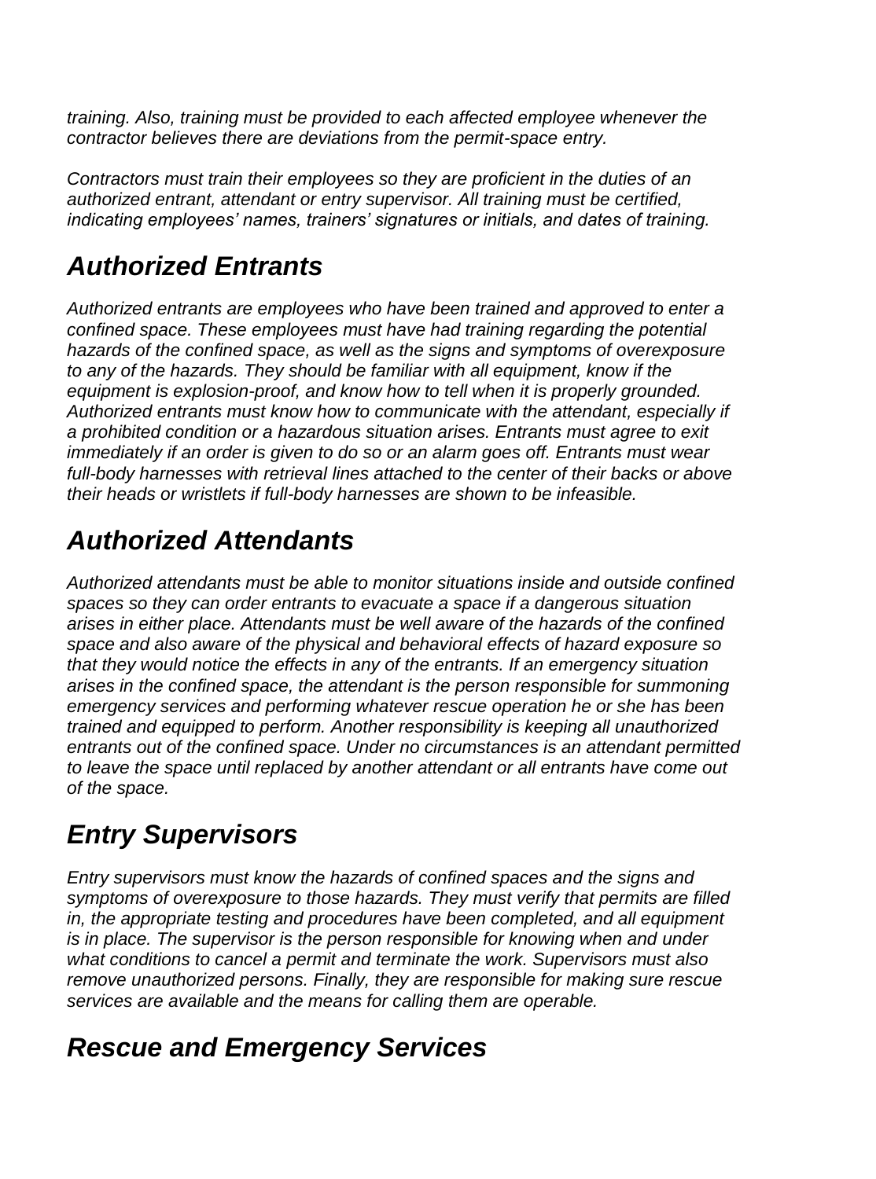*training. Also, training must be provided to each affected employee whenever the contractor believes there are deviations from the permit-space entry.*

*Contractors must train their employees so they are proficient in the duties of an authorized entrant, attendant or entry supervisor. All training must be certified, indicating employees' names, trainers' signatures or initials, and dates of training.*

## *Authorized Entrants*

*Authorized entrants are employees who have been trained and approved to enter a confined space. These employees must have had training regarding the potential hazards of the confined space, as well as the signs and symptoms of overexposure to any of the hazards. They should be familiar with all equipment, know if the equipment is explosion-proof, and know how to tell when it is properly grounded. Authorized entrants must know how to communicate with the attendant, especially if a prohibited condition or a hazardous situation arises. Entrants must agree to exit immediately if an order is given to do so or an alarm goes off. Entrants must wear full-body harnesses with retrieval lines attached to the center of their backs or above their heads or wristlets if full-body harnesses are shown to be infeasible.*

## *Authorized Attendants*

*Authorized attendants must be able to monitor situations inside and outside confined spaces so they can order entrants to evacuate a space if a dangerous situation arises in either place. Attendants must be well aware of the hazards of the confined space and also aware of the physical and behavioral effects of hazard exposure so that they would notice the effects in any of the entrants. If an emergency situation arises in the confined space, the attendant is the person responsible for summoning emergency services and performing whatever rescue operation he or she has been trained and equipped to perform. Another responsibility is keeping all unauthorized entrants out of the confined space. Under no circumstances is an attendant permitted to leave the space until replaced by another attendant or all entrants have come out of the space.*

## *Entry Supervisors*

*Entry supervisors must know the hazards of confined spaces and the signs and symptoms of overexposure to those hazards. They must verify that permits are filled in, the appropriate testing and procedures have been completed, and all equipment is in place. The supervisor is the person responsible for knowing when and under what conditions to cancel a permit and terminate the work. Supervisors must also remove unauthorized persons. Finally, they are responsible for making sure rescue services are available and the means for calling them are operable.*

## *Rescue and Emergency Services*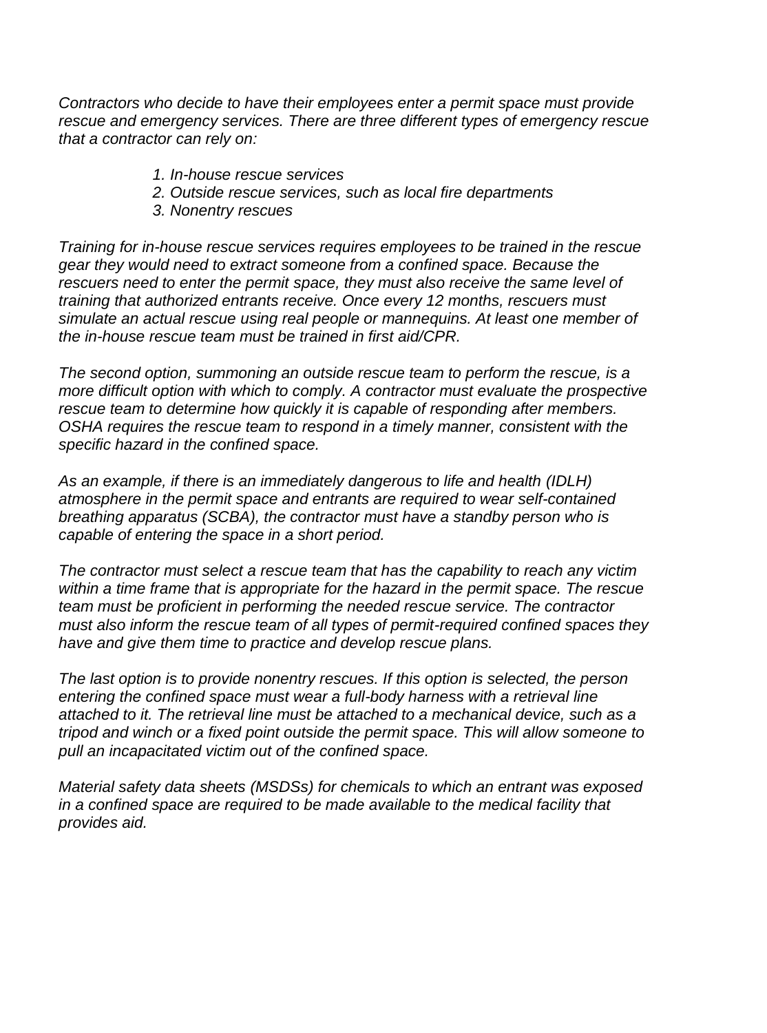*Contractors who decide to have their employees enter a permit space must provide rescue and emergency services. There are three different types of emergency rescue that a contractor can rely on:*

1. *In-house rescue services*
2. *Outside rescue services, such as local fire departments*
3. *Nonentry rescues*

*Training for in-house rescue services requires employees to be trained in the rescue gear they would need to extract someone from a confined space. Because the rescuers need to enter the permit space, they must also receive the same level of training that authorized entrants receive. Once every 12 months, rescuers must simulate an actual rescue using real people or mannequins. At least one member of the in-house rescue team must be trained in first aid/CPR.*

*The second option, summoning an outside rescue team to perform the rescue, is a more difficult option with which to comply. A contractor must evaluate the prospective rescue team to determine how quickly it is capable of responding after members. OSHA requires the rescue team to respond in a timely manner, consistent with the specific hazard in the confined space.*

*As an example, if there is an immediately dangerous to life and health (IDLH) atmosphere in the permit space and entrants are required to wear self-contained breathing apparatus (SCBA), the contractor must have a standby person who is capable of entering the space in a short period.*

*The contractor must select a rescue team that has the capability to reach any victim within a time frame that is appropriate for the hazard in the permit space. The rescue team must be proficient in performing the needed rescue service. The contractor must also inform the rescue team of all types of permit-required confined spaces they have and give them time to practice and develop rescue plans.*

*The last option is to provide nonentry rescues. If this option is selected, the person entering the confined space must wear a full-body harness with a retrieval line attached to it. The retrieval line must be attached to a mechanical device, such as a tripod and winch or a fixed point outside the permit space. This will allow someone to pull an incapacitated victim out of the confined space.*

*Material safety data sheets (MSDSs) for chemicals to which an entrant was exposed in a confined space are required to be made available to the medical facility that provides aid.*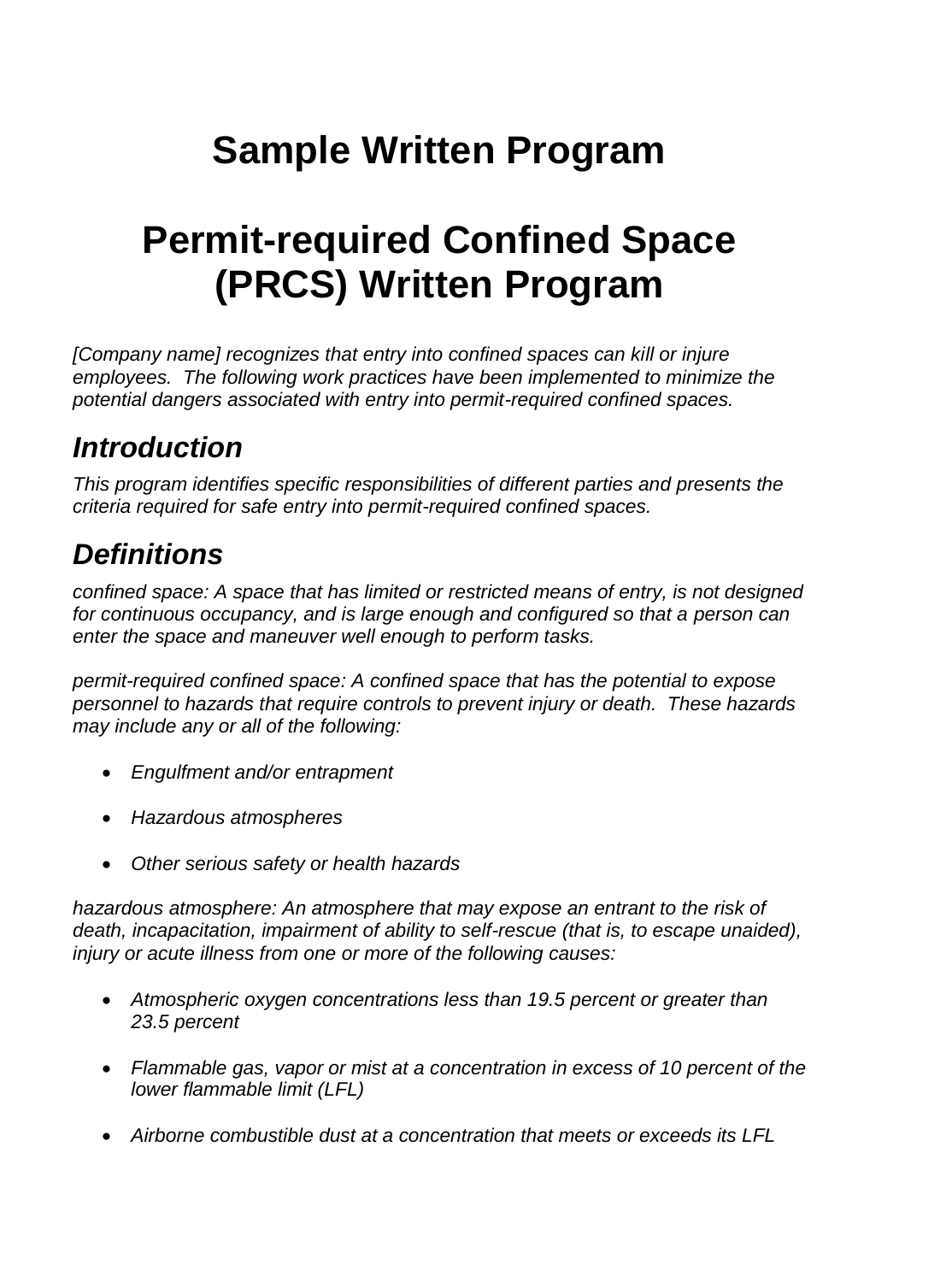# Sample Written Program

# Permit-required Confined Space (PRCS) Written Program

*[Company name] recognizes that entry into confined spaces can kill or injure employees. The following work practices have been implemented to minimize the potential dangers associated with entry into permit-required confined spaces.*

## *Introduction*

*This program identifies specific responsibilities of different parties and presents the criteria required for safe entry into permit-required confined spaces.*

## *Definitions*

*confined space: A space that has limited or restricted means of entry, is not designed for continuous occupancy, and is large enough and configured so that a person can enter the space and maneuver well enough to perform tasks.*

*permit-required confined space: A confined space that has the potential to expose personnel to hazards that require controls to prevent injury or death. These hazards may include any or all of the following:*

- *Engulfment and/or entrapment*
- *Hazardous atmospheres*
- *Other serious safety or health hazards*

*hazardous atmosphere: An atmosphere that may expose an entrant to the risk of death, incapacitation, impairment of ability to self-rescue (that is, to escape unaided), injury or acute illness from one or more of the following causes:*

- *Atmospheric oxygen concentrations less than 19.5 percent or greater than 23.5 percent*
- *Flammable gas, vapor or mist at a concentration in excess of 10 percent of the lower flammable limit (LFL)*
- *Airborne combustible dust at a concentration that meets or exceeds its LFL*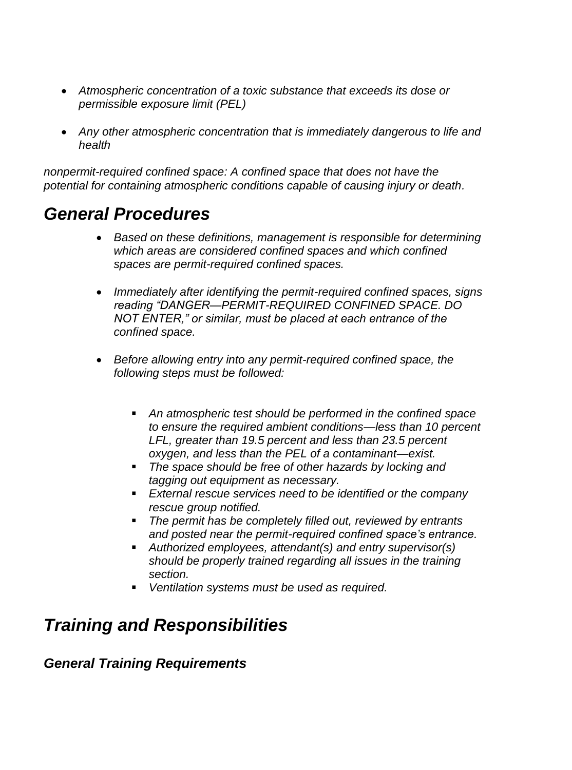- *Atmospheric concentration of a toxic substance that exceeds its dose or permissible exposure limit (PEL)*

- *Any other atmospheric concentration that is immediately dangerous to life and health*

*nonpermit-required confined space: A confined space that does not have the potential for containing atmospheric conditions capable of causing injury or death.*

## *General Procedures*

- *Based on these definitions, management is responsible for determining which areas are considered confined spaces and which confined spaces are permit-required confined spaces.*

- *Immediately after identifying the permit-required confined spaces, signs reading "DANGER—PERMIT-REQUIRED CONFINED SPACE. DO NOT ENTER," or similar, must be placed at each entrance of the confined space.*

- *Before allowing entry into any permit-required confined space, the following steps must be followed:*

  - *An atmospheric test should be performed in the confined space to ensure the required ambient conditions—less than 10 percent LFL, greater than 19.5 percent and less than 23.5 percent oxygen, and less than the PEL of a contaminant—exist.*
  - *The space should be free of other hazards by locking and tagging out equipment as necessary.*
  - *External rescue services need to be identified or the company rescue group notified.*
  - *The permit has be completely filled out, reviewed by entrants and posted near the permit-required confined space's entrance.*
  - *Authorized employees, attendant(s) and entry supervisor(s) should be properly trained regarding all issues in the training section.*
  - *Ventilation systems must be used as required.*

## *Training and Responsibilities*

### *General Training Requirements*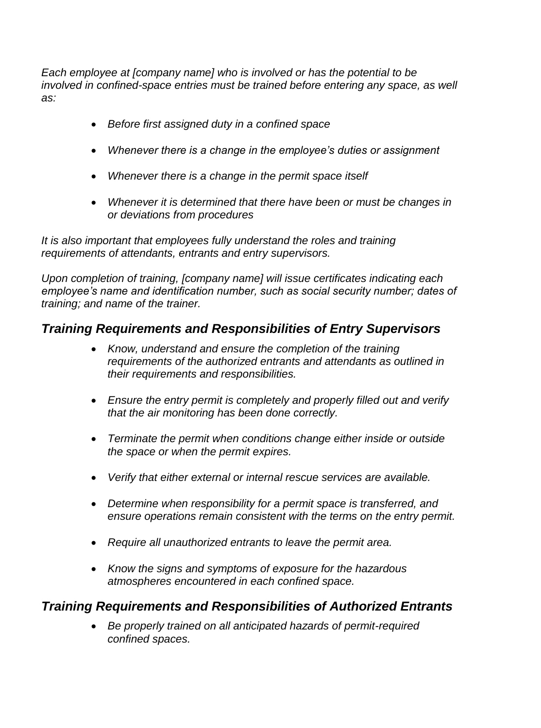*Each employee at [company name] who is involved or has the potential to be involved in confined-space entries must be trained before entering any space, as well as:*

- *Before first assigned duty in a confined space*
- *Whenever there is a change in the employee's duties or assignment*
- *Whenever there is a change in the permit space itself*
- *Whenever it is determined that there have been or must be changes in or deviations from procedures*

*It is also important that employees fully understand the roles and training requirements of attendants, entrants and entry supervisors.*

*Upon completion of training, [company name] will issue certificates indicating each employee's name and identification number, such as social security number; dates of training; and name of the trainer.*

## *Training Requirements and Responsibilities of Entry Supervisors*

- *Know, understand and ensure the completion of the training requirements of the authorized entrants and attendants as outlined in their requirements and responsibilities.*
- *Ensure the entry permit is completely and properly filled out and verify that the air monitoring has been done correctly.*
- *Terminate the permit when conditions change either inside or outside the space or when the permit expires.*
- *Verify that either external or internal rescue services are available.*
- *Determine when responsibility for a permit space is transferred, and ensure operations remain consistent with the terms on the entry permit.*
- *Require all unauthorized entrants to leave the permit area.*
- *Know the signs and symptoms of exposure for the hazardous atmospheres encountered in each confined space.*

## *Training Requirements and Responsibilities of Authorized Entrants*

- *Be properly trained on all anticipated hazards of permit-required confined spaces.*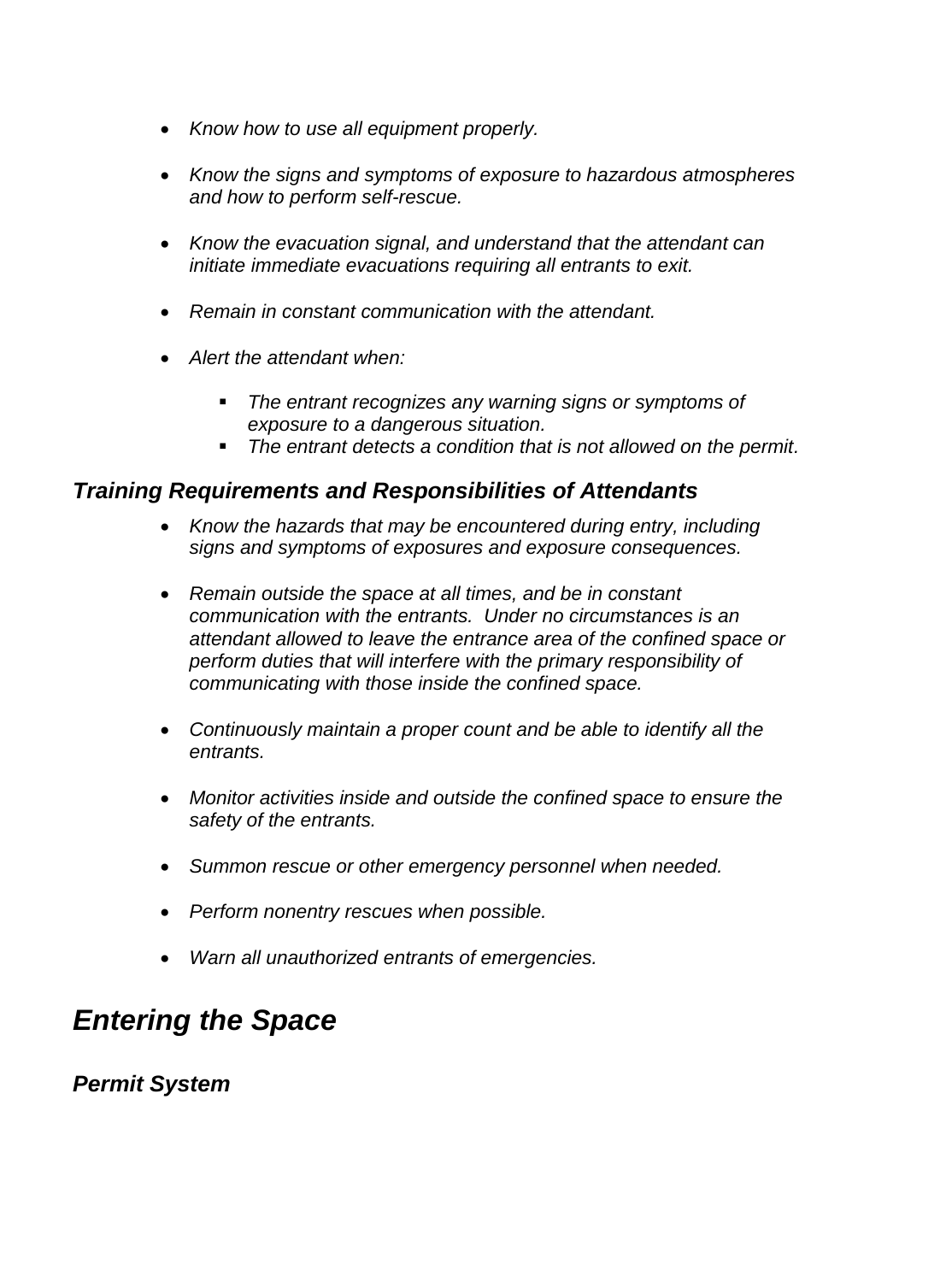- *Know how to use all equipment properly.*

- *Know the signs and symptoms of exposure to hazardous atmospheres and how to perform self-rescue.*

- *Know the evacuation signal, and understand that the attendant can initiate immediate evacuations requiring all entrants to exit.*

- *Remain in constant communication with the attendant.*

- *Alert the attendant when:*
  - *The entrant recognizes any warning signs or symptoms of exposure to a dangerous situation.*
  - *The entrant detects a condition that is not allowed on the permit.*

### *Training Requirements and Responsibilities of Attendants*

- *Know the hazards that may be encountered during entry, including signs and symptoms of exposures and exposure consequences.*

- *Remain outside the space at all times, and be in constant communication with the entrants. Under no circumstances is an attendant allowed to leave the entrance area of the confined space or perform duties that will interfere with the primary responsibility of communicating with those inside the confined space.*

- *Continuously maintain a proper count and be able to identify all the entrants.*

- *Monitor activities inside and outside the confined space to ensure the safety of the entrants.*

- *Summon rescue or other emergency personnel when needed.*

- *Perform nonentry rescues when possible.*

- *Warn all unauthorized entrants of emergencies.*

## *Entering the Space*

### *Permit System*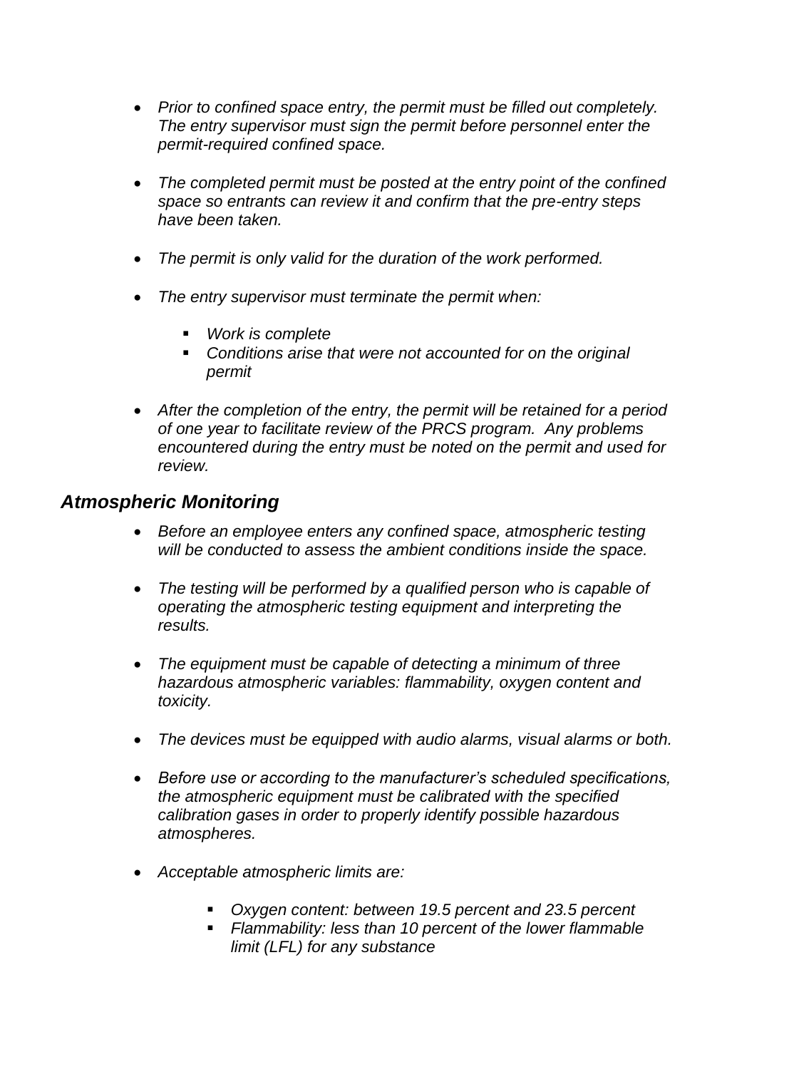- *Prior to confined space entry, the permit must be filled out completely. The entry supervisor must sign the permit before personnel enter the permit-required confined space.*

- *The completed permit must be posted at the entry point of the confined space so entrants can review it and confirm that the pre-entry steps have been taken.*

- *The permit is only valid for the duration of the work performed.*

- *The entry supervisor must terminate the permit when:*

  - *Work is complete*
  - *Conditions arise that were not accounted for on the original permit*

- *After the completion of the entry, the permit will be retained for a period of one year to facilitate review of the PRCS program. Any problems encountered during the entry must be noted on the permit and used for review.*

## *Atmospheric Monitoring*

- *Before an employee enters any confined space, atmospheric testing will be conducted to assess the ambient conditions inside the space.*

- *The testing will be performed by a qualified person who is capable of operating the atmospheric testing equipment and interpreting the results.*

- *The equipment must be capable of detecting a minimum of three hazardous atmospheric variables: flammability, oxygen content and toxicity.*

- *The devices must be equipped with audio alarms, visual alarms or both.*

- *Before use or according to the manufacturer's scheduled specifications, the atmospheric equipment must be calibrated with the specified calibration gases in order to properly identify possible hazardous atmospheres.*

- *Acceptable atmospheric limits are:*

  - *Oxygen content: between 19.5 percent and 23.5 percent*
  - *Flammability: less than 10 percent of the lower flammable limit (LFL) for any substance*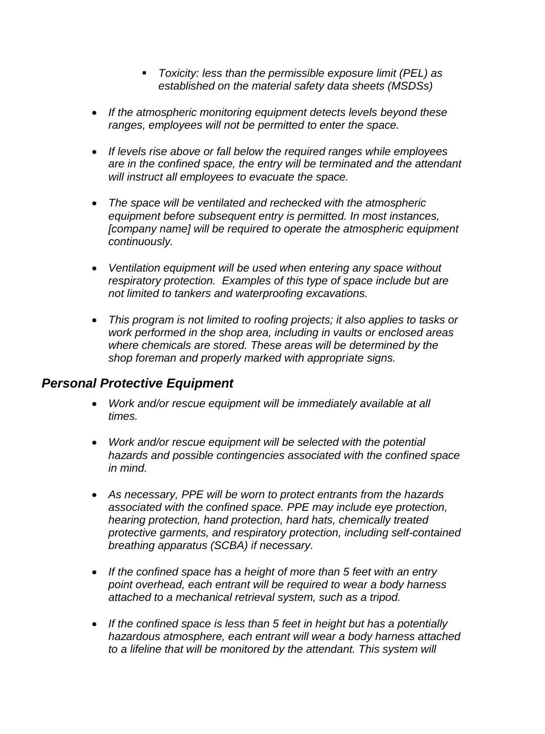- *Toxicity: less than the permissible exposure limit (PEL) as established on the material safety data sheets (MSDSs)*

- *If the atmospheric monitoring equipment detects levels beyond these ranges, employees will not be permitted to enter the space.*

- *If levels rise above or fall below the required ranges while employees are in the confined space, the entry will be terminated and the attendant will instruct all employees to evacuate the space.*

- *The space will be ventilated and rechecked with the atmospheric equipment before subsequent entry is permitted. In most instances, [company name] will be required to operate the atmospheric equipment continuously.*

- *Ventilation equipment will be used when entering any space without respiratory protection. Examples of this type of space include but are not limited to tankers and waterproofing excavations.*

- *This program is not limited to roofing projects; it also applies to tasks or work performed in the shop area, including in vaults or enclosed areas where chemicals are stored. These areas will be determined by the shop foreman and properly marked with appropriate signs.*

## *Personal Protective Equipment*

- *Work and/or rescue equipment will be immediately available at all times.*

- *Work and/or rescue equipment will be selected with the potential hazards and possible contingencies associated with the confined space in mind.*

- *As necessary, PPE will be worn to protect entrants from the hazards associated with the confined space. PPE may include eye protection, hearing protection, hand protection, hard hats, chemically treated protective garments, and respiratory protection, including self-contained breathing apparatus (SCBA) if necessary.*

- *If the confined space has a height of more than 5 feet with an entry point overhead, each entrant will be required to wear a body harness attached to a mechanical retrieval system, such as a tripod.*

- *If the confined space is less than 5 feet in height but has a potentially hazardous atmosphere, each entrant will wear a body harness attached to a lifeline that will be monitored by the attendant. This system will*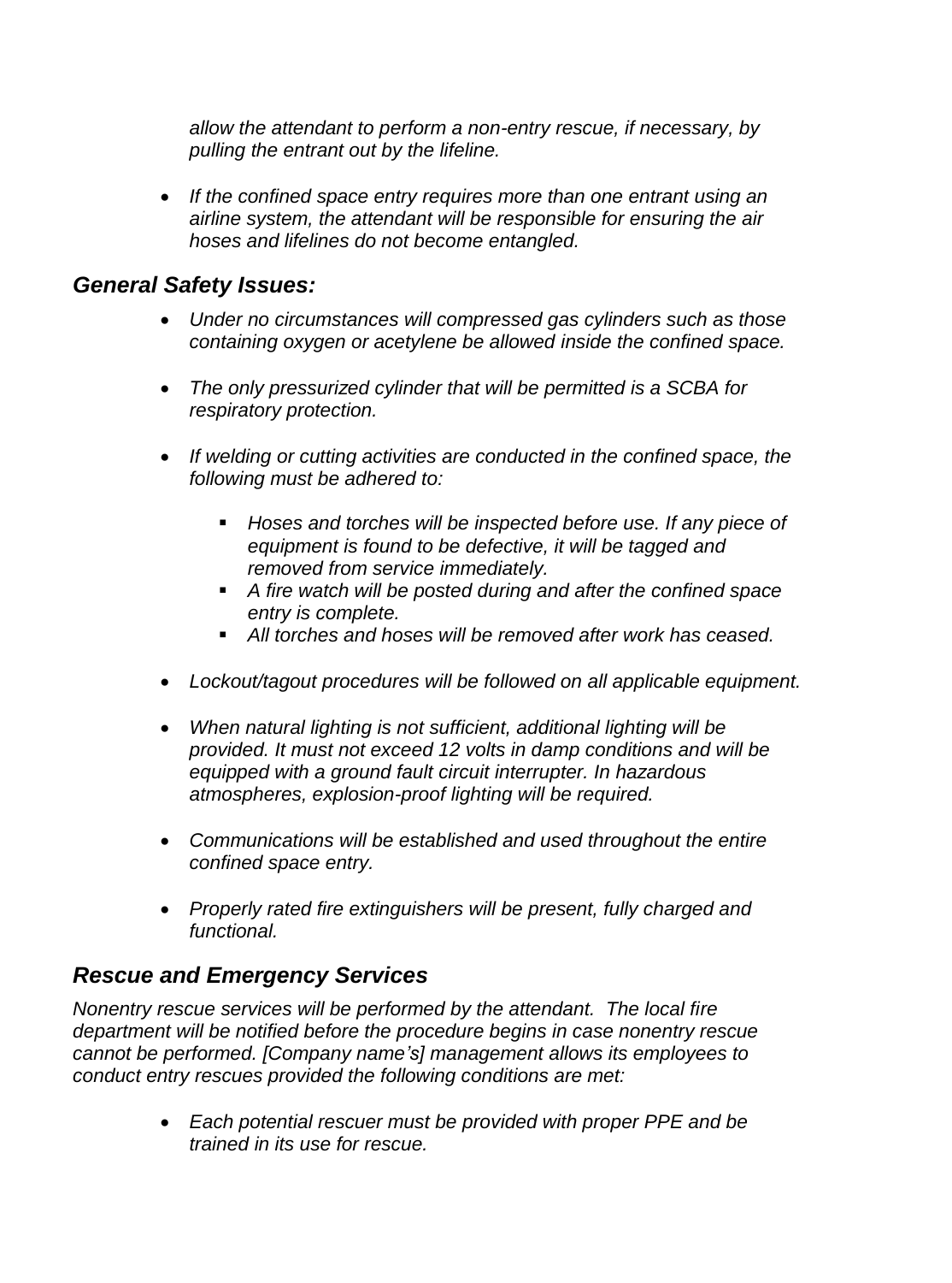*allow the attendant to perform a non-entry rescue, if necessary, by pulling the entrant out by the lifeline.*

- *If the confined space entry requires more than one entrant using an airline system, the attendant will be responsible for ensuring the air hoses and lifelines do not become entangled.*

## *General Safety Issues:*

- *Under no circumstances will compressed gas cylinders such as those containing oxygen or acetylene be allowed inside the confined space.*
- *The only pressurized cylinder that will be permitted is a SCBA for respiratory protection.*
- *If welding or cutting activities are conducted in the confined space, the following must be adhered to:*
  - *Hoses and torches will be inspected before use. If any piece of equipment is found to be defective, it will be tagged and removed from service immediately.*
  - *A fire watch will be posted during and after the confined space entry is complete.*
  - *All torches and hoses will be removed after work has ceased.*
- *Lockout/tagout procedures will be followed on all applicable equipment.*
- *When natural lighting is not sufficient, additional lighting will be provided. It must not exceed 12 volts in damp conditions and will be equipped with a ground fault circuit interrupter. In hazardous atmospheres, explosion-proof lighting will be required.*
- *Communications will be established and used throughout the entire confined space entry.*
- *Properly rated fire extinguishers will be present, fully charged and functional.*

## *Rescue and Emergency Services*

*Nonentry rescue services will be performed by the attendant. The local fire department will be notified before the procedure begins in case nonentry rescue cannot be performed. [Company name's] management allows its employees to conduct entry rescues provided the following conditions are met:*

- *Each potential rescuer must be provided with proper PPE and be trained in its use for rescue.*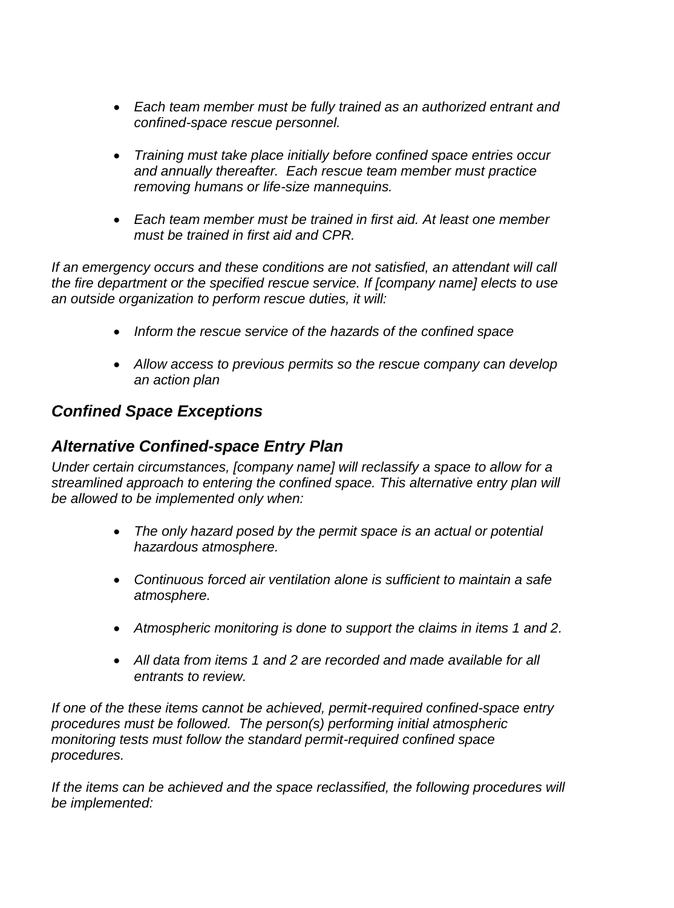- *Each team member must be fully trained as an authorized entrant and confined-space rescue personnel.*

- *Training must take place initially before confined space entries occur and annually thereafter. Each rescue team member must practice removing humans or life-size mannequins.*

- *Each team member must be trained in first aid. At least one member must be trained in first aid and CPR.*

*If an emergency occurs and these conditions are not satisfied, an attendant will call the fire department or the specified rescue service. If [company name] elects to use an outside organization to perform rescue duties, it will:*

- *Inform the rescue service of the hazards of the confined space*

- *Allow access to previous permits so the rescue company can develop an action plan*

## *Confined Space Exceptions*

## *Alternative Confined-space Entry Plan*

*Under certain circumstances, [company name] will reclassify a space to allow for a streamlined approach to entering the confined space. This alternative entry plan will be allowed to be implemented only when:*

- *The only hazard posed by the permit space is an actual or potential hazardous atmosphere.*

- *Continuous forced air ventilation alone is sufficient to maintain a safe atmosphere.*

- *Atmospheric monitoring is done to support the claims in items 1 and 2.*

- *All data from items 1 and 2 are recorded and made available for all entrants to review.*

*If one of the these items cannot be achieved, permit-required confined-space entry procedures must be followed. The person(s) performing initial atmospheric monitoring tests must follow the standard permit-required confined space procedures.*

*If the items can be achieved and the space reclassified, the following procedures will be implemented:*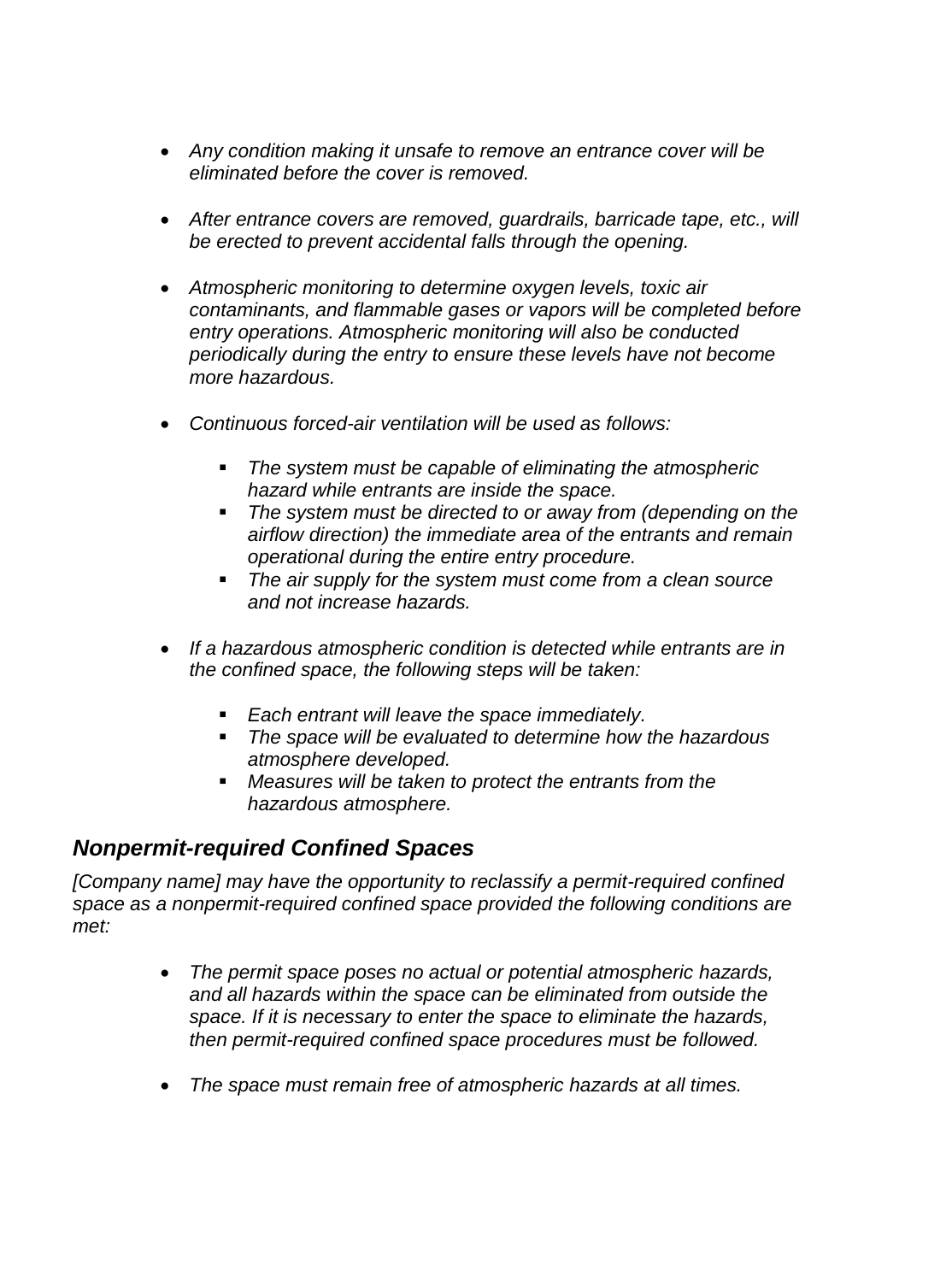- *Any condition making it unsafe to remove an entrance cover will be eliminated before the cover is removed.*

- *After entrance covers are removed, guardrails, barricade tape, etc., will be erected to prevent accidental falls through the opening.*

- *Atmospheric monitoring to determine oxygen levels, toxic air contaminants, and flammable gases or vapors will be completed before entry operations. Atmospheric monitoring will also be conducted periodically during the entry to ensure these levels have not become more hazardous.*

- *Continuous forced-air ventilation will be used as follows:*

  - *The system must be capable of eliminating the atmospheric hazard while entrants are inside the space.*
  - *The system must be directed to or away from (depending on the airflow direction) the immediate area of the entrants and remain operational during the entire entry procedure.*
  - *The air supply for the system must come from a clean source and not increase hazards.*

- *If a hazardous atmospheric condition is detected while entrants are in the confined space, the following steps will be taken:*

  - *Each entrant will leave the space immediately.*
  - *The space will be evaluated to determine how the hazardous atmosphere developed.*
  - *Measures will be taken to protect the entrants from the hazardous atmosphere.*

## *Nonpermit-required Confined Spaces*

*[Company name] may have the opportunity to reclassify a permit-required confined space as a nonpermit-required confined space provided the following conditions are met:*

- *The permit space poses no actual or potential atmospheric hazards, and all hazards within the space can be eliminated from outside the space. If it is necessary to enter the space to eliminate the hazards, then permit-required confined space procedures must be followed.*

- *The space must remain free of atmospheric hazards at all times.*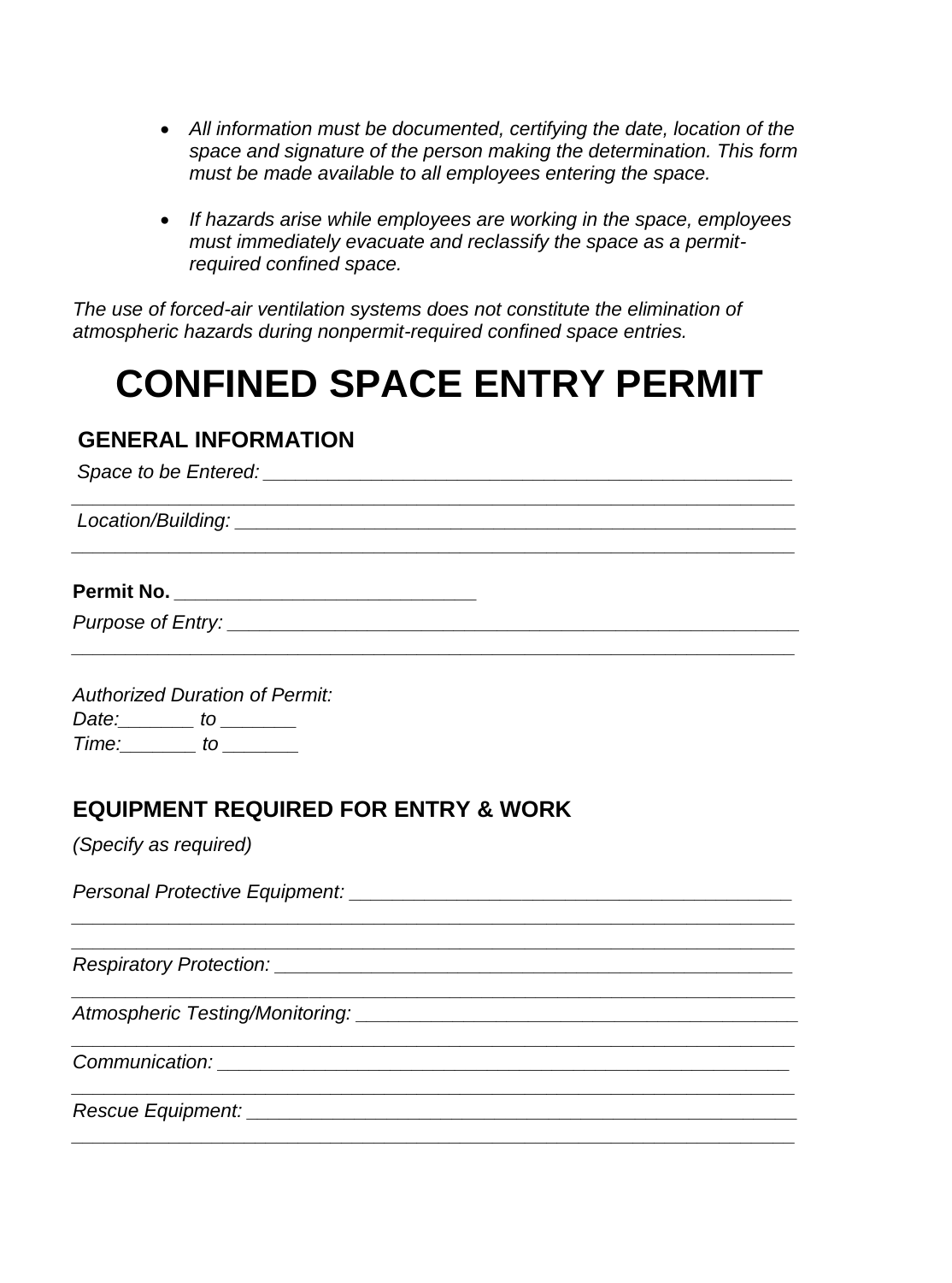- *All information must be documented, certifying the date, location of the space and signature of the person making the determination. This form must be made available to all employees entering the space.*

- *If hazards arise while employees are working in the space, employees must immediately evacuate and reclassify the space as a permit-required confined space.*

*The use of forced-air ventilation systems does not constitute the elimination of atmospheric hazards during nonpermit-required confined space entries.*

# CONFINED SPACE ENTRY PERMIT

## GENERAL INFORMATION

*Space to be Entered:* ______________________________________________________

______________________________________________________________________

*Location/Building:* ________________________________________________________

______________________________________________________________________

**Permit No.** ____________________________

*Purpose of Entry:* _________________________________________________________

______________________________________________________________________

*Authorized Duration of Permit:*

*Date:_______ to _______*

*Time:_______ to _______*

## EQUIPMENT REQUIRED FOR ENTRY & WORK

*(Specify as required)*

*Personal Protective Equipment:* ___________________________________________

______________________________________________________________________

______________________________________________________________________

*Respiratory Protection:* ________________________________________________

______________________________________________________________________

*Atmospheric Testing/Monitoring:* __________________________________________

______________________________________________________________________

*Communication:* _______________________________________________________

______________________________________________________________________

*Rescue Equipment:* _____________________________________________________

______________________________________________________________________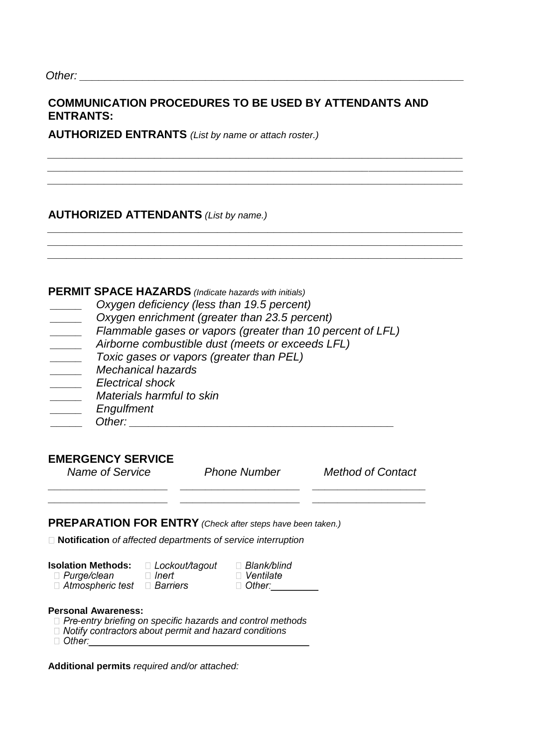*Other: \_\_\_\_\_\_\_\_\_\_\_\_\_\_\_\_\_\_\_\_\_\_\_\_\_\_\_\_\_\_\_\_\_\_\_\_\_\_\_\_\_\_\_\_\_\_\_\_\_\_\_\_\_\_\_\_\_\_\_\_\_\_\_\_*

**COMMUNICATION PROCEDURES TO BE USED BY ATTENDANTS AND ENTRANTS:**

**AUTHORIZED ENTRANTS** *(List by name or attach roster.)*

\_\_\_\_\_\_\_\_\_\_\_\_\_\_\_\_\_\_\_\_\_\_\_\_\_\_\_\_\_\_\_\_\_\_\_\_\_\_\_\_\_\_\_\_\_\_\_\_\_\_\_\_\_\_\_\_\_\_\_\_\_\_\_\_\_\_\_\_\_\_

\_\_\_\_\_\_\_\_\_\_\_\_\_\_\_\_\_\_\_\_\_\_\_\_\_\_\_\_\_\_\_\_\_\_\_\_\_\_\_\_\_\_\_\_\_\_\_\_\_\_\_\_\_\_\_\_\_\_\_\_\_\_\_\_\_\_\_\_\_\_

\_\_\_\_\_\_\_\_\_\_\_\_\_\_\_\_\_\_\_\_\_\_\_\_\_\_\_\_\_\_\_\_\_\_\_\_\_\_\_\_\_\_\_\_\_\_\_\_\_\_\_\_\_\_\_\_\_\_\_\_\_\_\_\_\_\_\_\_\_\_

**AUTHORIZED ATTENDANTS** *(List by name.)*

\_\_\_\_\_\_\_\_\_\_\_\_\_\_\_\_\_\_\_\_\_\_\_\_\_\_\_\_\_\_\_\_\_\_\_\_\_\_\_\_\_\_\_\_\_\_\_\_\_\_\_\_\_\_\_\_\_\_\_\_\_\_\_\_\_\_\_\_\_\_

\_\_\_\_\_\_\_\_\_\_\_\_\_\_\_\_\_\_\_\_\_\_\_\_\_\_\_\_\_\_\_\_\_\_\_\_\_\_\_\_\_\_\_\_\_\_\_\_\_\_\_\_\_\_\_\_\_\_\_\_\_\_\_\_\_\_\_\_\_\_

\_\_\_\_\_\_\_\_\_\_\_\_\_\_\_\_\_\_\_\_\_\_\_\_\_\_\_\_\_\_\_\_\_\_\_\_\_\_\_\_\_\_\_\_\_\_\_\_\_\_\_\_\_\_\_\_\_\_\_\_\_\_\_\_\_\_\_\_\_\_

**PERMIT SPACE HAZARDS** *(Indicate hazards with initials)*

\_\_\_\_\_ *Oxygen deficiency (less than 19.5 percent)*
\_\_\_\_\_ *Oxygen enrichment (greater than 23.5 percent)*
\_\_\_\_\_ *Flammable gases or vapors (greater than 10 percent of LFL)*
\_\_\_\_\_ *Airborne combustible dust (meets or exceeds LFL)*
\_\_\_\_\_ *Toxic gases or vapors (greater than PEL)*
\_\_\_\_\_ *Mechanical hazards*
\_\_\_\_\_ *Electrical shock*
\_\_\_\_\_ *Materials harmful to skin*
\_\_\_\_\_ *Engulfment*
\_\_\_\_\_ *Other: \_\_\_\_\_\_\_\_\_\_\_\_\_\_\_\_\_\_\_\_\_\_\_\_\_\_\_\_\_\_\_\_\_\_\_\_\_\_\_\_\_\_\_\_*

**EMERGENCY SERVICE**

| *Name of Service* | *Phone Number* | *Method of Contact* |
|---|---|---|
| | | |
| | | |

**PREPARATION FOR ENTRY** *(Check after steps have been taken.)*

☐ **Notification** *of affected departments of service interruption*

**Isolation Methods:** ☐ *Lockout/tagout* ☐ *Blank/blind*
☐ *Purge/clean* ☐ *Inert* ☐ *Ventilate*
☐ *Atmospheric test* ☐ *Barriers* ☐ *Other:\_\_\_\_\_\_\_\_\_*

**Personal Awareness:**
☐ *Pre-entry briefing on specific hazards and control methods*
☐ *Notify contractors about permit and hazard conditions*
☐ *Other:\_\_\_\_\_\_\_\_\_\_\_\_\_\_\_\_\_\_\_\_\_\_\_\_\_\_\_\_\_\_\_\_\_\_\_\_\_\_\_\_*

**Additional permits** *required and/or attached:*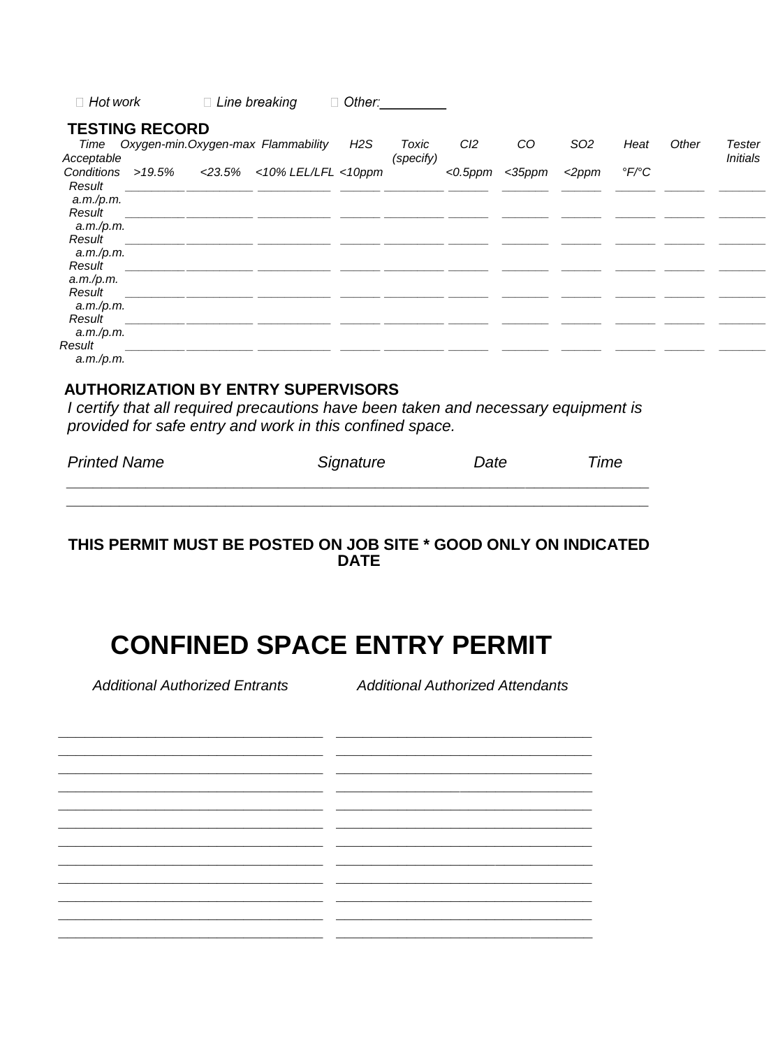☐ *Hot work* ☐ *Line breaking* ☐ *Other:________*

**TESTING RECORD**

| *Time* | *Oxygen-min.* | *Oxygen-max* | *Flammability* | *H2S* | *Toxic (specify)* | *Cl2* | *CO* | *SO2* | *Heat* | *Other* | *Tester Initials* |
|---|---|---|---|---|---|---|---|---|---|---|---|
| *Acceptable Conditions* | *>19.5%* | *<23.5%* | *<10% LEL/LFL* | *<10ppm* | | *<0.5ppm* | *<35ppm* | *<2ppm* | *°F/°C* | | |
| *Result a.m./p.m.* | ________ | ________ | ________ | ______ | ________ | ______ | ______ | ______ | ______ | ______ | ______ |
| *Result a.m./p.m.* | ________ | ________ | ________ | ______ | ________ | ______ | ______ | ______ | ______ | ______ | ______ |
| *Result a.m./p.m.* | ________ | ________ | ________ | ______ | ________ | ______ | ______ | ______ | ______ | ______ | ______ |
| *Result a.m./p.m.* | ________ | ________ | ________ | ______ | ________ | ______ | ______ | ______ | ______ | ______ | ______ |
| *Result a.m./p.m.* | ________ | ________ | ________ | ______ | ________ | ______ | ______ | ______ | ______ | ______ | ______ |
| *Result a.m./p.m.* | ________ | ________ | ________ | ______ | ________ | ______ | ______ | ______ | ______ | ______ | ______ |
| *Result a.m./p.m.* | ________ | ________ | ________ | ______ | ________ | ______ | ______ | ______ | ______ | ______ | ______ |

**AUTHORIZATION BY ENTRY SUPERVISORS**

*I certify that all required precautions have been taken and necessary equipment is provided for safe entry and work in this confined space.*

| *Printed Name* | *Signature* | *Date* | *Time* |
|---|---|---|---|
| | | | |
| | | | |

**THIS PERMIT MUST BE POSTED ON JOB SITE * GOOD ONLY ON INDICATED DATE**

# CONFINED SPACE ENTRY PERMIT

| *Additional Authorized Entrants* | *Additional Authorized Attendants* |
|---|---|
| | |
| | |
| | |
| | |
| | |
| | |
| | |
| | |
| | |
| | |
| | |
| | |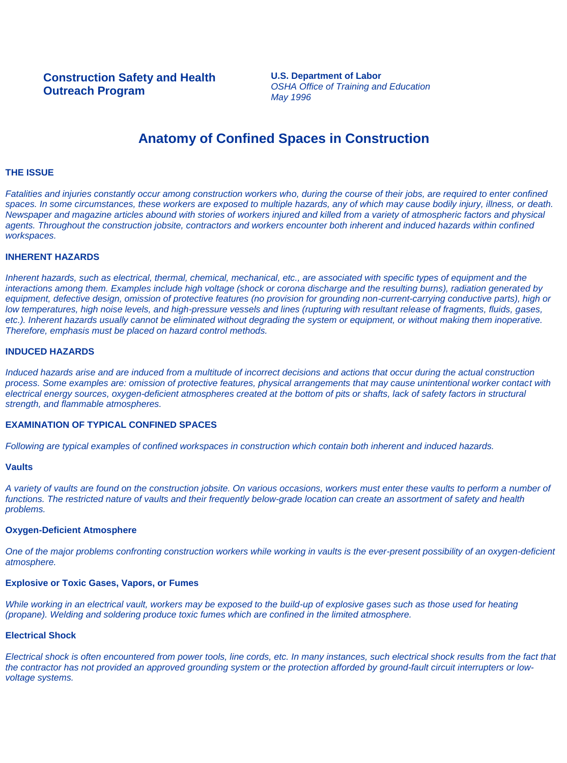**Construction Safety and Health Outreach Program**

**U.S. Department of Labor**
*OSHA Office of Training and Education*
*May 1996*

# Anatomy of Confined Spaces in Construction

## THE ISSUE

*Fatalities and injuries constantly occur among construction workers who, during the course of their jobs, are required to enter confined spaces. In some circumstances, these workers are exposed to multiple hazards, any of which may cause bodily injury, illness, or death. Newspaper and magazine articles abound with stories of workers injured and killed from a variety of atmospheric factors and physical agents. Throughout the construction jobsite, contractors and workers encounter both inherent and induced hazards within confined workspaces.*

## INHERENT HAZARDS

*Inherent hazards, such as electrical, thermal, chemical, mechanical, etc., are associated with specific types of equipment and the interactions among them. Examples include high voltage (shock or corona discharge and the resulting burns), radiation generated by equipment, defective design, omission of protective features (no provision for grounding non-current-carrying conductive parts), high or low temperatures, high noise levels, and high-pressure vessels and lines (rupturing with resultant release of fragments, fluids, gases, etc.). Inherent hazards usually cannot be eliminated without degrading the system or equipment, or without making them inoperative. Therefore, emphasis must be placed on hazard control methods.*

## INDUCED HAZARDS

*Induced hazards arise and are induced from a multitude of incorrect decisions and actions that occur during the actual construction process. Some examples are: omission of protective features, physical arrangements that may cause unintentional worker contact with electrical energy sources, oxygen-deficient atmospheres created at the bottom of pits or shafts, lack of safety factors in structural strength, and flammable atmospheres.*

## EXAMINATION OF TYPICAL CONFINED SPACES

*Following are typical examples of confined workspaces in construction which contain both inherent and induced hazards.*

### Vaults

*A variety of vaults are found on the construction jobsite. On various occasions, workers must enter these vaults to perform a number of functions. The restricted nature of vaults and their frequently below-grade location can create an assortment of safety and health problems.*

### Oxygen-Deficient Atmosphere

*One of the major problems confronting construction workers while working in vaults is the ever-present possibility of an oxygen-deficient atmosphere.*

### Explosive or Toxic Gases, Vapors, or Fumes

*While working in an electrical vault, workers may be exposed to the build-up of explosive gases such as those used for heating (propane). Welding and soldering produce toxic fumes which are confined in the limited atmosphere.*

### Electrical Shock

*Electrical shock is often encountered from power tools, line cords, etc. In many instances, such electrical shock results from the fact that the contractor has not provided an approved grounding system or the protection afforded by ground-fault circuit interrupters or low-voltage systems.*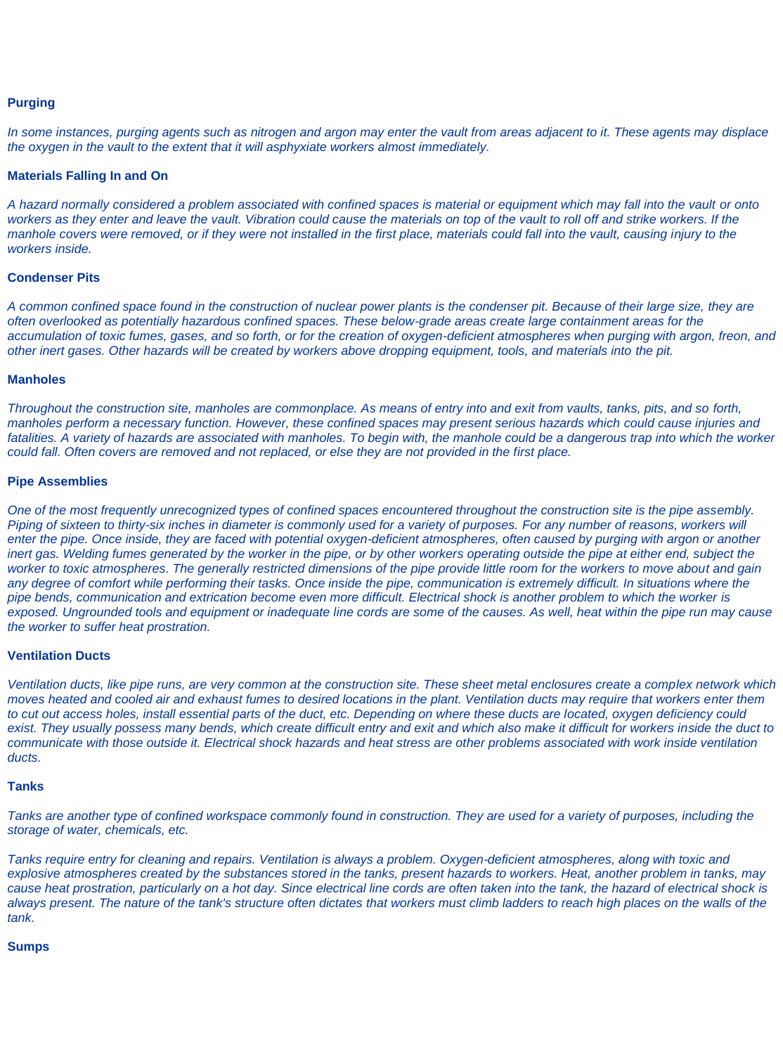**Purging**

*In some instances, purging agents such as nitrogen and argon may enter the vault from areas adjacent to it. These agents may displace the oxygen in the vault to the extent that it will asphyxiate workers almost immediately.*

**Materials Falling In and On**

*A hazard normally considered a problem associated with confined spaces is material or equipment which may fall into the vault or onto workers as they enter and leave the vault. Vibration could cause the materials on top of the vault to roll off and strike workers. If the manhole covers were removed, or if they were not installed in the first place, materials could fall into the vault, causing injury to the workers inside.*

**Condenser Pits**

*A common confined space found in the construction of nuclear power plants is the condenser pit. Because of their large size, they are often overlooked as potentially hazardous confined spaces. These below-grade areas create large containment areas for the accumulation of toxic fumes, gases, and so forth, or for the creation of oxygen-deficient atmospheres when purging with argon, freon, and other inert gases. Other hazards will be created by workers above dropping equipment, tools, and materials into the pit.*

**Manholes**

*Throughout the construction site, manholes are commonplace. As means of entry into and exit from vaults, tanks, pits, and so forth, manholes perform a necessary function. However, these confined spaces may present serious hazards which could cause injuries and fatalities. A variety of hazards are associated with manholes. To begin with, the manhole could be a dangerous trap into which the worker could fall. Often covers are removed and not replaced, or else they are not provided in the first place.*

**Pipe Assemblies**

*One of the most frequently unrecognized types of confined spaces encountered throughout the construction site is the pipe assembly. Piping of sixteen to thirty-six inches in diameter is commonly used for a variety of purposes. For any number of reasons, workers will enter the pipe. Once inside, they are faced with potential oxygen-deficient atmospheres, often caused by purging with argon or another inert gas. Welding fumes generated by the worker in the pipe, or by other workers operating outside the pipe at either end, subject the worker to toxic atmospheres. The generally restricted dimensions of the pipe provide little room for the workers to move about and gain any degree of comfort while performing their tasks. Once inside the pipe, communication is extremely difficult. In situations where the pipe bends, communication and extrication become even more difficult. Electrical shock is another problem to which the worker is exposed. Ungrounded tools and equipment or inadequate line cords are some of the causes. As well, heat within the pipe run may cause the worker to suffer heat prostration.*

**Ventilation Ducts**

*Ventilation ducts, like pipe runs, are very common at the construction site. These sheet metal enclosures create a complex network which moves heated and cooled air and exhaust fumes to desired locations in the plant. Ventilation ducts may require that workers enter them to cut out access holes, install essential parts of the duct, etc. Depending on where these ducts are located, oxygen deficiency could exist. They usually possess many bends, which create difficult entry and exit and which also make it difficult for workers inside the duct to communicate with those outside it. Electrical shock hazards and heat stress are other problems associated with work inside ventilation ducts.*

**Tanks**

*Tanks are another type of confined workspace commonly found in construction. They are used for a variety of purposes, including the storage of water, chemicals, etc.*

*Tanks require entry for cleaning and repairs. Ventilation is always a problem. Oxygen-deficient atmospheres, along with toxic and explosive atmospheres created by the substances stored in the tanks, present hazards to workers. Heat, another problem in tanks, may cause heat prostration, particularly on a hot day. Since electrical line cords are often taken into the tank, the hazard of electrical shock is always present. The nature of the tank's structure often dictates that workers must climb ladders to reach high places on the walls of the tank.*

**Sumps**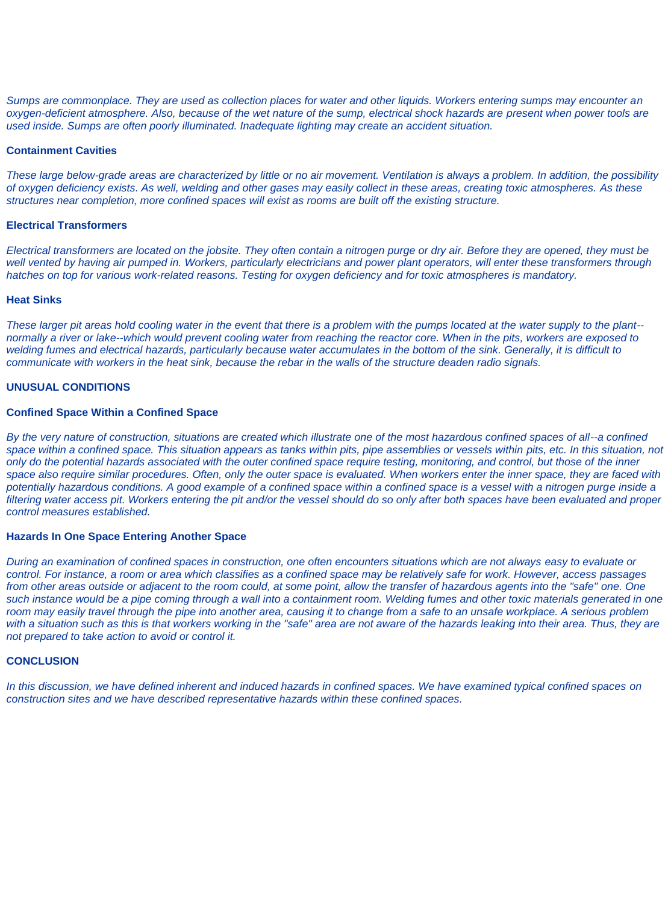*Sumps are commonplace. They are used as collection places for water and other liquids. Workers entering sumps may encounter an oxygen-deficient atmosphere. Also, because of the wet nature of the sump, electrical shock hazards are present when power tools are used inside. Sumps are often poorly illuminated. Inadequate lighting may create an accident situation.*

**Containment Cavities**

*These large below-grade areas are characterized by little or no air movement. Ventilation is always a problem. In addition, the possibility of oxygen deficiency exists. As well, welding and other gases may easily collect in these areas, creating toxic atmospheres. As these structures near completion, more confined spaces will exist as rooms are built off the existing structure.*

**Electrical Transformers**

*Electrical transformers are located on the jobsite. They often contain a nitrogen purge or dry air. Before they are opened, they must be well vented by having air pumped in. Workers, particularly electricians and power plant operators, will enter these transformers through hatches on top for various work-related reasons. Testing for oxygen deficiency and for toxic atmospheres is mandatory.*

**Heat Sinks**

*These larger pit areas hold cooling water in the event that there is a problem with the pumps located at the water supply to the plant--normally a river or lake--which would prevent cooling water from reaching the reactor core. When in the pits, workers are exposed to welding fumes and electrical hazards, particularly because water accumulates in the bottom of the sink. Generally, it is difficult to communicate with workers in the heat sink, because the rebar in the walls of the structure deaden radio signals.*

**UNUSUAL CONDITIONS**

**Confined Space Within a Confined Space**

*By the very nature of construction, situations are created which illustrate one of the most hazardous confined spaces of all--a confined space within a confined space. This situation appears as tanks within pits, pipe assemblies or vessels within pits, etc. In this situation, not only do the potential hazards associated with the outer confined space require testing, monitoring, and control, but those of the inner space also require similar procedures. Often, only the outer space is evaluated. When workers enter the inner space, they are faced with potentially hazardous conditions. A good example of a confined space within a confined space is a vessel with a nitrogen purge inside a filtering water access pit. Workers entering the pit and/or the vessel should do so only after both spaces have been evaluated and proper control measures established.*

**Hazards In One Space Entering Another Space**

*During an examination of confined spaces in construction, one often encounters situations which are not always easy to evaluate or control. For instance, a room or area which classifies as a confined space may be relatively safe for work. However, access passages from other areas outside or adjacent to the room could, at some point, allow the transfer of hazardous agents into the "safe" one. One such instance would be a pipe coming through a wall into a containment room. Welding fumes and other toxic materials generated in one room may easily travel through the pipe into another area, causing it to change from a safe to an unsafe workplace. A serious problem with a situation such as this is that workers working in the "safe" area are not aware of the hazards leaking into their area. Thus, they are not prepared to take action to avoid or control it.*

**CONCLUSION**

*In this discussion, we have defined inherent and induced hazards in confined spaces. We have examined typical confined spaces on construction sites and we have described representative hazards within these confined spaces.*